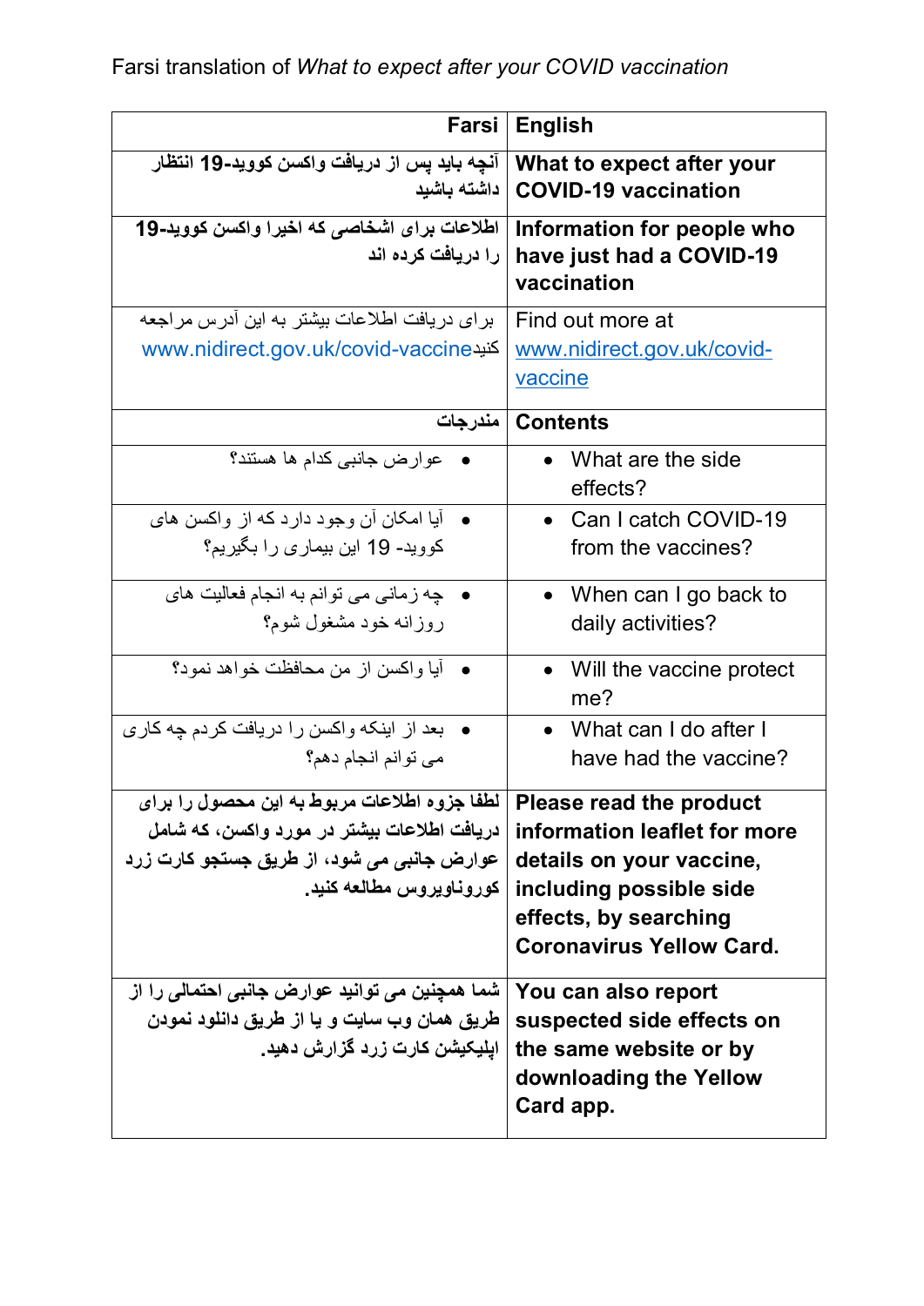Farsi translation of *What to expect after your COVID vaccination*

| Farsi | English |
|---|---|
| **آنچه باید پس از دریافت واکسن کووید-19 انتظار داشته باشید** | **What to expect after your COVID-19 vaccination** |
| **اطلاعات برای اشخاصی که اخیرا واکسن کووید-19 را دریافت کرده اند** | **Information for people who have just had a COVID-19 vaccination** |
| برای دریافت اطلاعات بیشتر به این آدرس مراجعه کنید www.nidirect.gov.uk/covid-vaccine | Find out more at www.nidirect.gov.uk/covid-vaccine |
| **مندرجات** | **Contents** |
| • عوارض جانبی کدام ها هستند؟ | • What are the side effects? |
| • آیا امکان آن وجود دارد که از واکسن های کووید- 19 این بیماری را بگیریم؟ | • Can I catch COVID-19 from the vaccines? |
| • چه زمانی می توانم به انجام فعالیت های روزانه خود مشغول شوم؟ | • When can I go back to daily activities? |
| • آیا واکسن از من محافظت خواهد نمود؟ | • Will the vaccine protect me? |
| • بعد از اینکه واکسن را دریافت کردم چه کاری می توانم انجام دهم؟ | • What can I do after I have had the vaccine? |
| **لطفا جزوه اطلاعات مربوط به این محصول را برای دریافت اطلاعات بیشتر در مورد واکسن، که شامل عوارض جانبی می شود، از طریق جستجو کارت زرد کوروناویروس مطالعه کنید.** | **Please read the product information leaflet for more details on your vaccine, including possible side effects, by searching Coronavirus Yellow Card.** |
| **شما همچنین می توانید عوارض جانبی احتمالی را از طریق همان وب سایت و یا از طریق دانلود نمودن اپلیکیشن کارت زرد گزارش دهید.** | **You can also report suspected side effects on the same website or by downloading the Yellow Card app.** |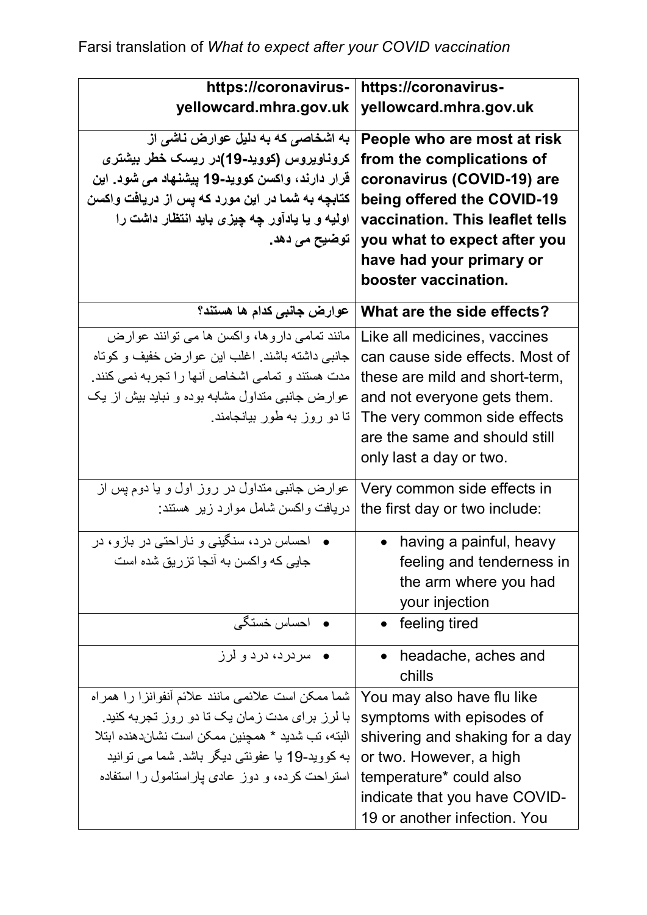Farsi translation of *What to expect after your COVID vaccination*

| https://coronavirus-yellowcard.mhra.gov.uk | https://coronavirus-yellowcard.mhra.gov.uk |
|---|---|
| **به اشخاصی که به دلیل عوارض ناشی از کروناویروس (کووید-19)در ریسک خطر بیشتری قرار دارند، واکسن کووید-19 پیشنهاد می شود. این کتابچه به شما در این مورد که پس از دریافت واکسن اولیه و یا یادآور چه چیزی باید انتظار داشت را توضیح می دهد.** | **People who are most at risk from the complications of coronavirus (COVID-19) are being offered the COVID-19 vaccination. This leaflet tells you what to expect after you have had your primary or booster vaccination.** |
| **عوارض جانبی کدام ها هستند؟** | **What are the side effects?** |
| مانند تمامی داروها، واکسن ها می توانند عوارض جانبی داشته باشند. اغلب این عوارض خفیف و کوتاه مدت هستند و تمامی اشخاص آنها را تجربه نمی کنند. عوارض جانبی متداول مشابه بوده و نباید بیش از یک تا دو روز به طور بیانجامند. | Like all medicines, vaccines can cause side effects. Most of these are mild and short-term, and not everyone gets them. The very common side effects are the same and should still only last a day or two. |
| عوارض جانبی متداول در روز اول و یا دوم پس از دریافت واکسن شامل موارد زیر هستند: | Very common side effects in the first day or two include: |
| • احساس درد، سنگینی و ناراحتی در بازو، در جایی که واکسن به آنجا تزریق شده است | • having a painful, heavy feeling and tenderness in the arm where you had your injection |
| • احساس خستگی | • feeling tired |
| • سردرد، درد و لرز | • headache, aches and chills |
| شما ممکن است علائمی مانند علائم آنفوانزا را همراه با لرز برای مدت زمان یک تا دو روز تجربه کنید. البته، تب شدید * همچنین ممکن است نشان‌دهنده ابتلا به کووید-19 یا عفونتی دیگر باشد. شما می توانید استراحت کرده، و دوز عادی پاراستامول را استفاده | You may also have flu like symptoms with episodes of shivering and shaking for a day or two. However, a high temperature* could also indicate that you have COVID-19 or another infection. You |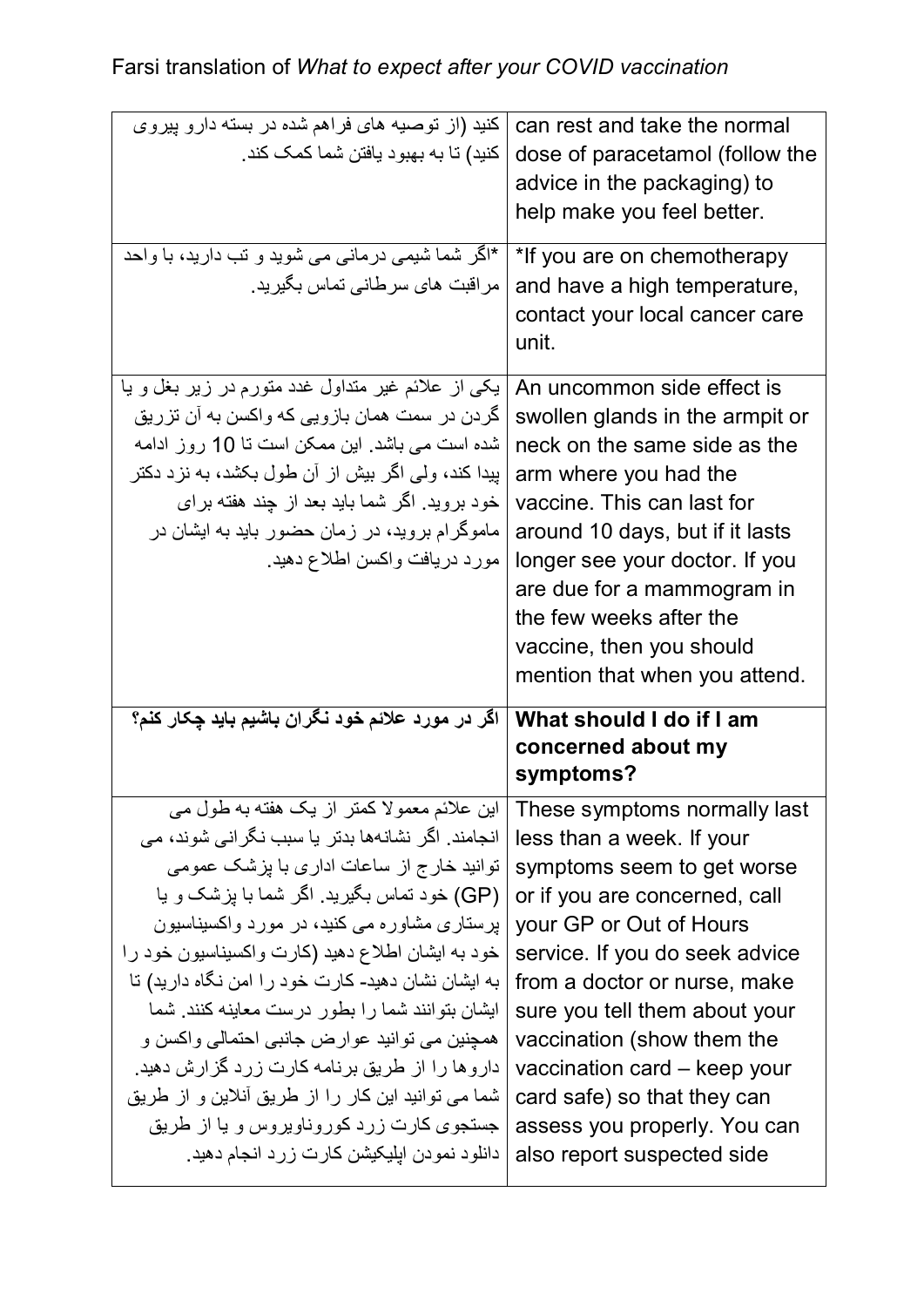Farsi translation of *What to expect after your COVID vaccination*

| | |
|---|---|
| کنید (از توصیه های فراهم شده در بسته دارو پیروی کنید) تا به بهبود یافتن شما کمک کند. | can rest and take the normal dose of paracetamol (follow the advice in the packaging) to help make you feel better. |
| *اگر شما شیمی درمانی می شوید و تب دارید، با واحد مراقبت های سرطانی تماس بگیرید. | *If you are on chemotherapy and have a high temperature, contact your local cancer care unit. |
| یکی از علائم غیر متداول غدد متورم در زیر بغل و یا گردن در سمت همان بازویی که واکسن به آن تزریق شده است می باشد. این ممکن است تا 10 روز ادامه پیدا کند، ولی اگر بیش از آن طول بکشد، به نزد دکتر خود بروید. اگر شما باید بعد از چند هفته برای ماموگرام بروید، در زمان حضور باید به ایشان در مورد دریافت واکسن اطلاع دهید. | An uncommon side effect is swollen glands in the armpit or neck on the same side as the arm where you had the vaccine. This can last for around 10 days, but if it lasts longer see your doctor. If you are due for a mammogram in the few weeks after the vaccine, then you should mention that when you attend. |
| **اگر در مورد علائم خود نگران باشیم باید چکار کنم؟** | **What should I do if I am concerned about my symptoms?** |
| این علائم معمولا کمتر از یک هفته به طول می انجامند. اگر نشانه‌ها بدتر یا سبب نگرانی شوند، می توانید خارج از ساعات اداری با پزشک عمومی (GP) خود تماس بگیرید. اگر شما با پزشک و یا پرستاری مشاوره می کنید، در مورد واکسیناسیون خود به ایشان اطلاع دهید (کارت واکسیناسیون خود را به ایشان نشان دهید- کارت خود را امن نگاه دارید) تا ایشان بتوانند شما را بطور درست معاینه کنند. شما همچنین می توانید عوارض جانبی احتمالی واکسن و داروها را از طریق برنامه کارت زرد گزارش دهید. شما می توانید این کار را از طریق آنلاین و از طریق جستجوی کارت زرد کوروناویروس و یا از طریق دانلود نمودن اپلیکیشن کارت زرد انجام دهید. | These symptoms normally last less than a week. If your symptoms seem to get worse or if you are concerned, call your GP or Out of Hours service. If you do seek advice from a doctor or nurse, make sure you tell them about your vaccination (show them the vaccination card – keep your card safe) so that they can assess you properly. You can also report suspected side |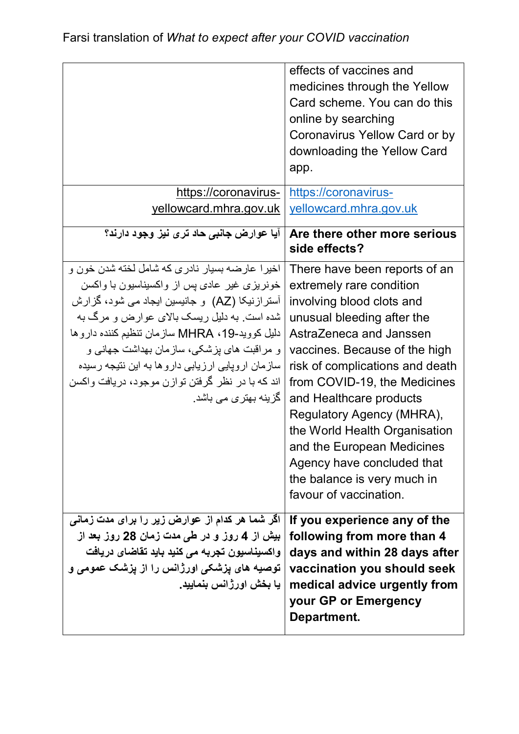| | |
|---|---|
| | effects of vaccines and medicines through the Yellow Card scheme. You can do this online by searching Coronavirus Yellow Card or by downloading the Yellow Card app. |
| https://coronavirus-yellowcard.mhra.gov.uk | https://coronavirus-yellowcard.mhra.gov.uk |
| **آیا عوارض جانبی حاد تری نیز وجود دارند؟** | **Are there other more serious side effects?** |
| اخیرا عارضه بسیار نادری که شامل لخته شدن خون و خونریزی غیر عادی پس از واکسیناسیون با واکسن آسترازنیکا (AZ) و جانیسن ایجاد می شود، گزارش شده است. به دلیل ریسک بالای عوارض و مرگ به دلیل کووید-19، MHRA سازمان تنظیم کننده داروها و مراقبت های پزشکی، سازمان بهداشت جهانی و سازمان اروپایی ارزیابی داروها به این نتیجه رسیده اند که با در نظر گرفتن توازن موجود، دریافت واکسن گزینه بهتری می باشد. | There have been reports of an extremely rare condition involving blood clots and unusual bleeding after the AstraZeneca and Janssen vaccines. Because of the high risk of complications and death from COVID-19, the Medicines and Healthcare products Regulatory Agency (MHRA), the World Health Organisation and the European Medicines Agency have concluded that the balance is very much in favour of vaccination. |
| **اگر شما هر کدام از عوارض زیر را برای مدت زمانی بیش از 4 روز و در طی مدت زمان 28 روز بعد از واکسیناسیون تجربه می کنید باید تقاضای دریافت توصیه های پزشکی اورژانس را از پزشک عمومی و یا بخش اورژانس بنمایید.** | **If you experience any of the following from more than 4 days and within 28 days after vaccination you should seek medical advice urgently from your GP or Emergency Department.** |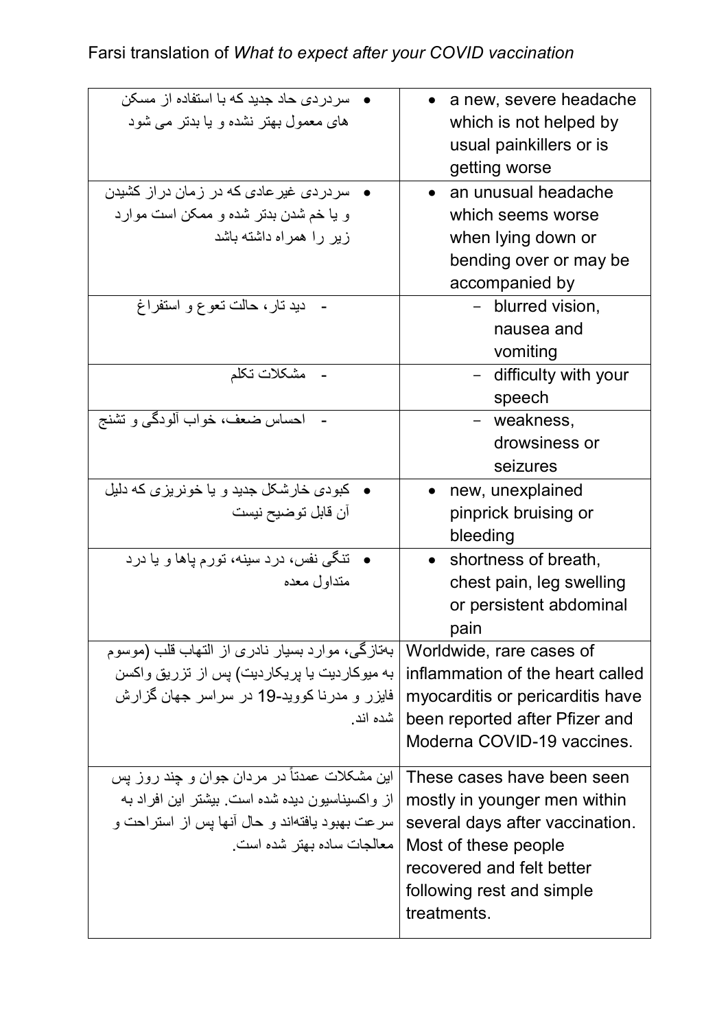Farsi translation of *What to expect after your COVID vaccination*

| | |
|---|---|
| • سردردی حاد جدید که با استفاده از مسکن های معمول بهتر نشده و یا بدتر می شود | • a new, severe headache which is not helped by usual painkillers or is getting worse |
| • سردردی غیرعادی که در زمان دراز کشیدن و یا خم شدن بدتر شده و ممکن است موارد زیر را همراه داشته باشد | • an unusual headache which seems worse when lying down or bending over or may be accompanied by |
| - دید تار، حالت تعوع و استفراغ | - blurred vision, nausea and vomiting |
| - مشکلات تکلم | - difficulty with your speech |
| - احساس ضعف، خواب آلودگی و تشنج | - weakness, drowsiness or seizures |
| • کبودی خارشکل جدید و یا خونریزی که دلیل آن قابل توضیح نیست | • new, unexplained pinprick bruising or bleeding |
| • تنگی نفس، درد سینه، تورم پاها و یا درد متداول معده | • shortness of breath, chest pain, leg swelling or persistent abdominal pain |
| به‌تازگی، موارد بسیار نادری از التهاب قلب (موسوم به میوکاردیت یا پریکاردیت) پس از تزریق واکسن فایزر و مدرنا کووید-19 در سراسر جهان گزارش شده اند. | Worldwide, rare cases of inflammation of the heart called myocarditis or pericarditis have been reported after Pfizer and Moderna COVID-19 vaccines. |
| این مشکلات عمدتاً در مردان جوان و چند روز پس از واکسیناسیون دیده شده است. بیشتر این افراد به سرعت بهبود یافته‌اند و حال آنها پس از استراحت و معالجات ساده بهتر شده است. | These cases have been seen mostly in younger men within several days after vaccination. Most of these people recovered and felt better following rest and simple treatments. |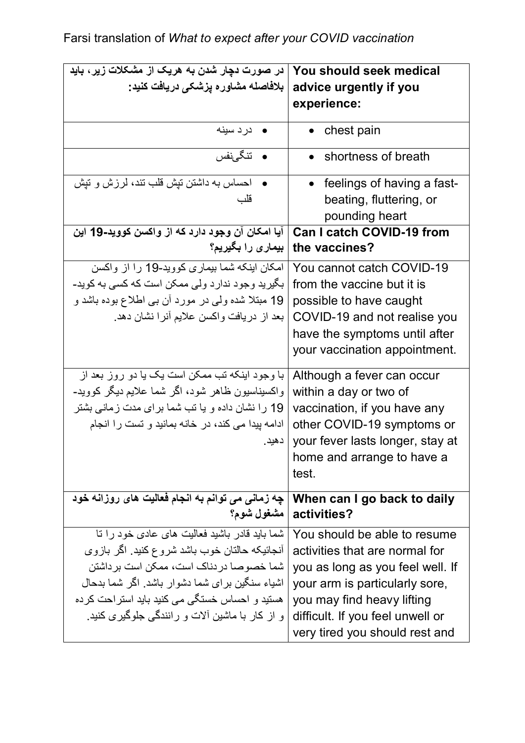Farsi translation of *What to expect after your COVID vaccination*

| در صورت دچار شدن به هریک از مشکلات زیر، باید بلافاصله مشاوره پزشکی دریافت کنید: | **You should seek medical advice urgently if you experience:** |
|---|---|
| • درد سینه | • chest pain |
| • تنگی‌نفس | • shortness of breath |
| • احساس به داشتن تپش قلب تند، لرزش و تپش قلب | • feelings of having a fast-beating, fluttering, or pounding heart |
| **آیا امکان آن وجود دارد که از واکسن کووید-19 این بیماری را بگیریم؟** | **Can I catch COVID-19 from the vaccines?** |
| امکان اینکه شما بیماری کووید-19 را از واکسن بگیرید وجود ندارد ولی ممکن است که کسی به کوید-19 مبتلا شده ولی در مورد آن بی اطلاع بوده باشد و بعد از دریافت واکسن علایم آنرا نشان دهد. | You cannot catch COVID-19 from the vaccine but it is possible to have caught COVID-19 and not realise you have the symptoms until after your vaccination appointment. |
| با وجود اینکه تب ممکن است یک یا دو روز بعد از واکسیناسیون ظاهر شود، اگر شما علایم دیگر کووید-19 را نشان داده و یا تب شما برای مدت زمانی بشتر ادامه پیدا می کند، در خانه بمانید و تست را انجام دهید. | Although a fever can occur within a day or two of vaccination, if you have any other COVID-19 symptoms or your fever lasts longer, stay at home and arrange to have a test. |
| **چه زمانی می توانم به انجام فعالیت های روزانه خود مشغول شوم؟** | **When can I go back to daily activities?** |
| شما باید قادر باشید فعالیت های عادی خود را تا آنجائیکه حالتان خوب باشد شروع کنید. اگر بازوی شما خصوصا دردناک است، ممکن است برداشتن اشیاء سنگین برای شما دشوار باشد. اگر شما بدحال هستید و احساس خستگی می کنید باید استراحت کرده و از کار با ماشین آلات و رانندگی جلوگیری کنید. | You should be able to resume activities that are normal for you as long as you feel well. If your arm is particularly sore, you may find heavy lifting difficult. If you feel unwell or very tired you should rest and |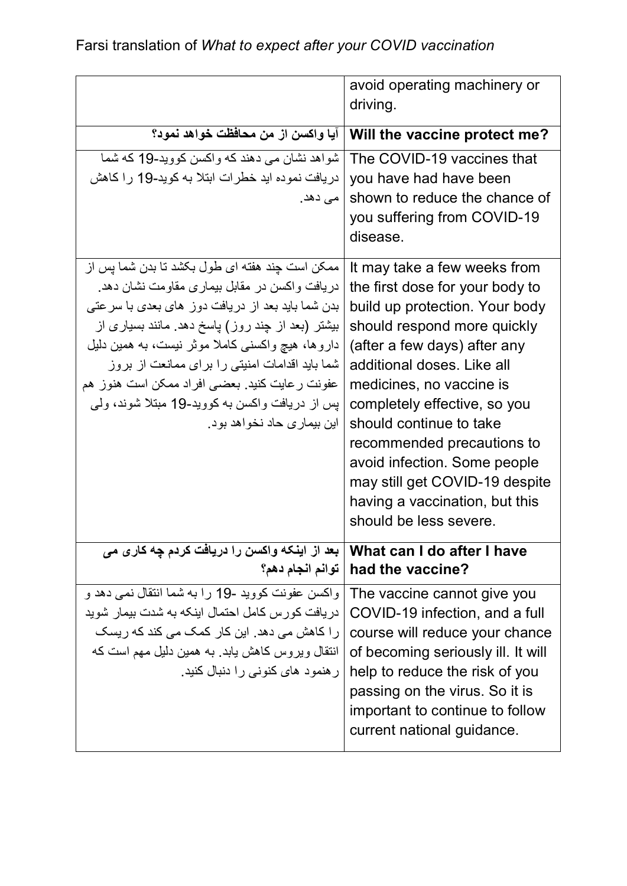| | |
|---|---|
| | avoid operating machinery or driving. |
| **آیا واکسن از من محافظت خواهد نمود؟** | **Will the vaccine protect me?** |
| شواهد نشان می دهند که واکسن کووید-19 که شما دریافت نموده اید خطرات ابتلا به کوید-19 را کاهش می دهد. | The COVID-19 vaccines that you have had have been shown to reduce the chance of you suffering from COVID-19 disease. |
| ممکن است چند هفته ای طول بکشد تا بدن شما پس از دریافت واکسن در مقابل بیماری مقاومت نشان دهد. بدن شما باید بعد از دریافت دوز های بعدی با سرعتی بیشتر (بعد از چند روز) پاسخ دهد. مانند بسیاری از داروها، هیچ واکسنی کاملا موثر نیست، به همین دلیل شما باید اقدامات امنیتی را برای ممانعت از بروز عفونت رعایت کنید. بعضی افراد ممکن است هنوز هم پس از دریافت واکسن به کووید-19 مبتلا شوند، ولی این بیماری حاد نخواهد بود. | It may take a few weeks from the first dose for your body to build up protection. Your body should respond more quickly (after a few days) after any additional doses. Like all medicines, no vaccine is completely effective, so you should continue to take recommended precautions to avoid infection. Some people may still get COVID-19 despite having a vaccination, but this should be less severe. |
| **بعد از اینکه واکسن را دریافت کردم چه کاری می توانم انجام دهم؟** | **What can I do after I have had the vaccine?** |
| واکسن عفونت کووید -19 را به شما انتقال نمی دهد و دریافت کورس کامل احتمال اینکه به شدت بیمار شوید را کاهش می دهد. این کار کمک می کند که ریسک انتقال ویروس کاهش یابد. به همین دلیل مهم است که رهنمود های کنونی را دنبال کنید. | The vaccine cannot give you COVID-19 infection, and a full course will reduce your chance of becoming seriously ill. It will help to reduce the risk of you passing on the virus. So it is important to continue to follow current national guidance. |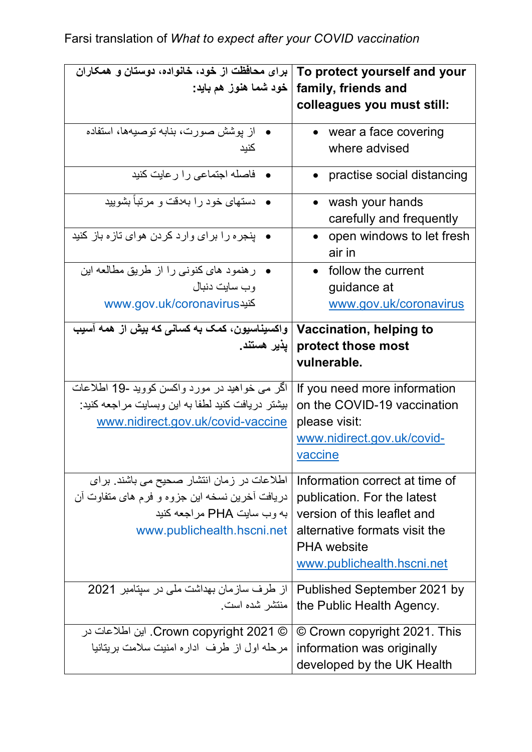Farsi translation of *What to expect after your COVID vaccination*

| **برای محافظت از خود، خانواده، دوستان و همکاران خود شما هنوز هم باید:** | **To protect yourself and your family, friends and colleagues you must still:** |
|---|---|
| • از پوشش صورت، بنابه توصیه‌ها، استفاده کنید | • wear a face covering where advised |
| • فاصله اجتماعی را رعایت کنید | • practise social distancing |
| • دستهای خود را به‌دقت و مرتباً بشویید | • wash your hands carefully and frequently |
| • پنجره را برای وارد کردن هوای تازه باز کنید | • open windows to let fresh air in |
| • رهنمود های کنونی را از طریق مطالعه این وب سایت دنبال www.gov.uk/coronavirusکنید | • follow the current guidance at www.gov.uk/coronavirus |
| **واکسیناسیون، کمک به کسانی که بیش از همه آسیب پذیر هستند.** | **Vaccination, helping to protect those most vulnerable.** |
| اگر می خواهید در مورد واکسن کووید -19 اطلاعات بیشتر دریافت کنید لطفا به این وبسایت مراجعه کنید: www.nidirect.gov.uk/covid-vaccine | If you need more information on the COVID-19 vaccination please visit: www.nidirect.gov.uk/covid-vaccine |
| اطلاعات در زمان انتشار صحیح می باشند. برای دریافت آخرین نسخه این جزوه و فرم های متفاوت آن به وب سایت PHA مراجعه کنید www.publichealth.hscni.net | Information correct at time of publication. For the latest version of this leaflet and alternative formats visit the PHA website www.publichealth.hscni.net |
| از طرف سازمان بهداشت ملی در سپتامبر 2021 منتشر شده است. | Published September 2021 by the Public Health Agency. |
| © Crown copyright 2021. این اطلاعات در مرحله اول از طرف اداره امنیت سلامت بریتانیا | © Crown copyright 2021. This information was originally developed by the UK Health |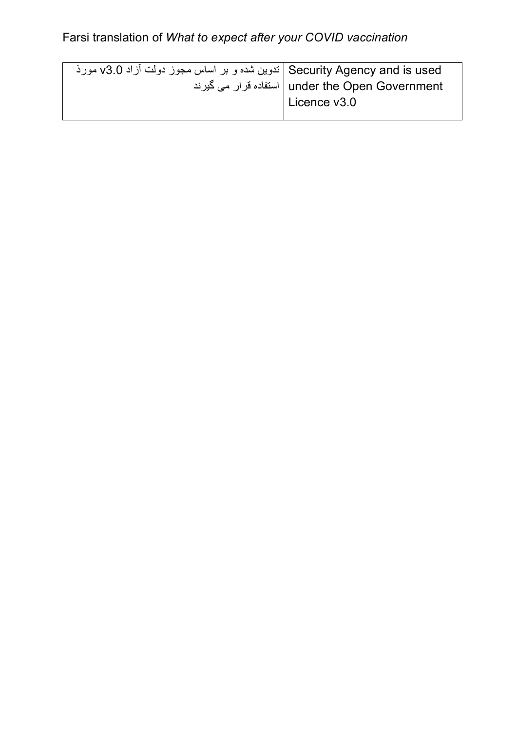| | |
|---|---|
| تدوین شده و بر اساس مجوز دولت آزاد v3.0 مورذ استفاده قرار می گیرند | Security Agency and is used under the Open Government Licence v3.0 |